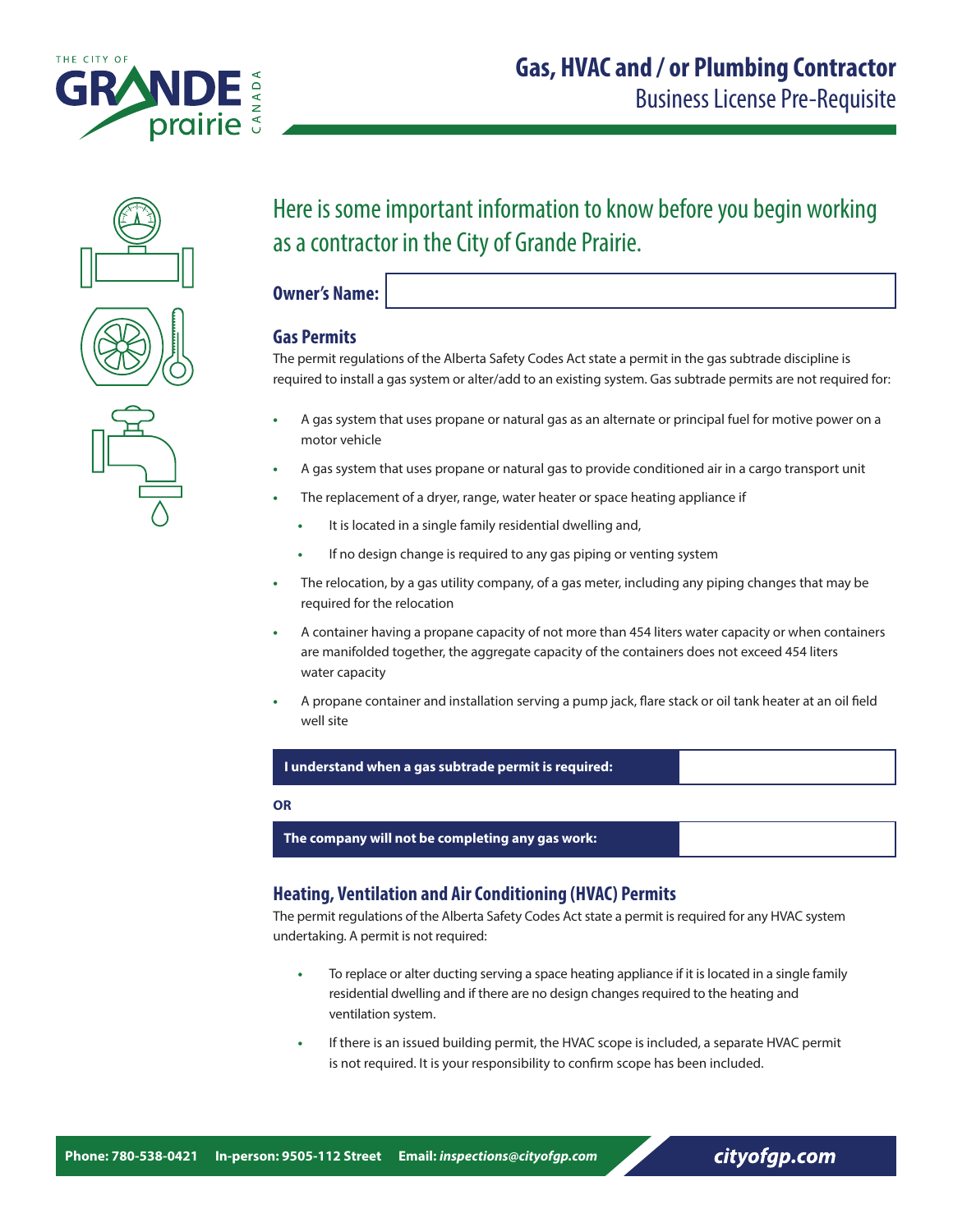# Gas, HVAC and / or Plumbing Contractor

Business License Pre-Requisite

## Here is some important information to know before you begin working as a contractor in the City of Grande Prairie.

**Owner's Name:**

### Gas Permits

The permit regulations of the Alberta Safety Codes Act state a permit in the gas subtrade discipline is required to install a gas system or alter/add to an existing system. Gas subtrade permits are not required for:

- A gas system that uses propane or natural gas as an alternate or principal fuel for motive power on a motor vehicle
- A gas system that uses propane or natural gas to provide conditioned air in a cargo transport unit
- The replacement of a dryer, range, water heater or space heating appliance if
  - It is located in a single family residential dwelling and,
  - If no design change is required to any gas piping or venting system
- The relocation, by a gas utility company, of a gas meter, including any piping changes that may be required for the relocation
- A container having a propane capacity of not more than 454 liters water capacity or when containers are manifolded together, the aggregate capacity of the containers does not exceed 454 liters water capacity
- A propane container and installation serving a pump jack, flare stack or oil tank heater at an oil field well site

| **I understand when a gas subtrade permit is required:** | |
|---|---|

**OR**

| **The company will not be completing any gas work:** | |
|---|---|

### Heating, Ventilation and Air Conditioning (HVAC) Permits

The permit regulations of the Alberta Safety Codes Act state a permit is required for any HVAC system undertaking. A permit is not required:

- To replace or alter ducting serving a space heating appliance if it is located in a single family residential dwelling and if there are no design changes required to the heating and ventilation system.
- If there is an issued building permit, the HVAC scope is included, a separate HVAC permit is not required. It is your responsibility to confirm scope has been included.

**Phone: 780-538-0421** **In-person: 9505-112 Street** **Email:** ***inspections@cityofgp.com*** ***cityofgp.com***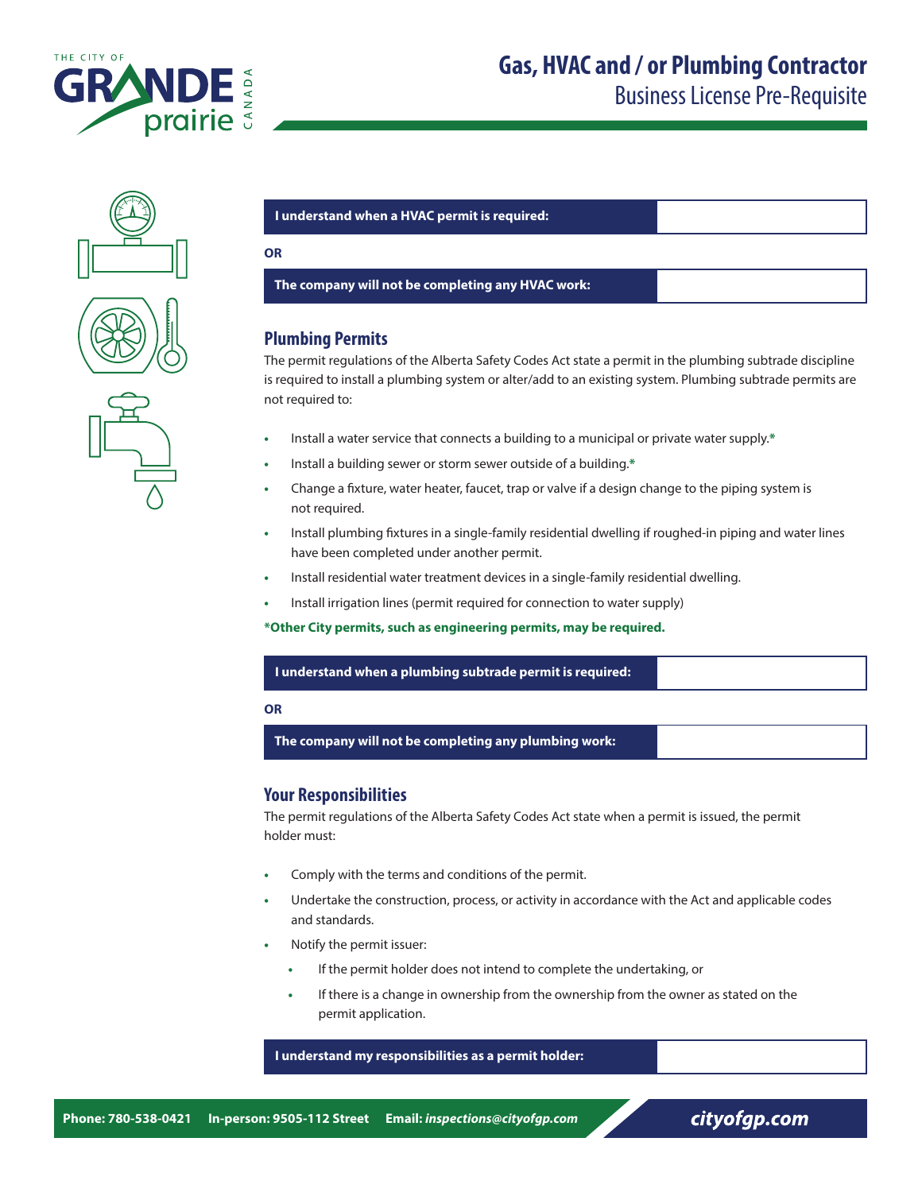| I understand when a HVAC permit is required: | |
|---|---|

**OR**

| The company will not be completing any HVAC work: | |
|---|---|

## Plumbing Permits

The permit regulations of the Alberta Safety Codes Act state a permit in the plumbing subtrade discipline is required to install a plumbing system or alter/add to an existing system. Plumbing subtrade permits are not required to:

- Install a water service that connects a building to a municipal or private water supply.*
- Install a building sewer or storm sewer outside of a building.*
- Change a fixture, water heater, faucet, trap or valve if a design change to the piping system is not required.
- Install plumbing fixtures in a single-family residential dwelling if roughed-in piping and water lines have been completed under another permit.
- Install residential water treatment devices in a single-family residential dwelling.
- Install irrigation lines (permit required for connection to water supply)

**\*Other City permits, such as engineering permits, may be required.**

| I understand when a plumbing subtrade permit is required: | |
|---|---|

**OR**

| The company will not be completing any plumbing work: | |
|---|---|

## Your Responsibilities

The permit regulations of the Alberta Safety Codes Act state when a permit is issued, the permit holder must:

- Comply with the terms and conditions of the permit.
- Undertake the construction, process, or activity in accordance with the Act and applicable codes and standards.
- Notify the permit issuer:
  - If the permit holder does not intend to complete the undertaking, or
  - If there is a change in ownership from the ownership from the owner as stated on the permit application.

| I understand my responsibilities as a permit holder: | |
|---|---|

**Phone: 780-538-0421** **In-person: 9505-112 Street** **Email:** ***inspections@cityofgp.com*** ***cityofgp.com***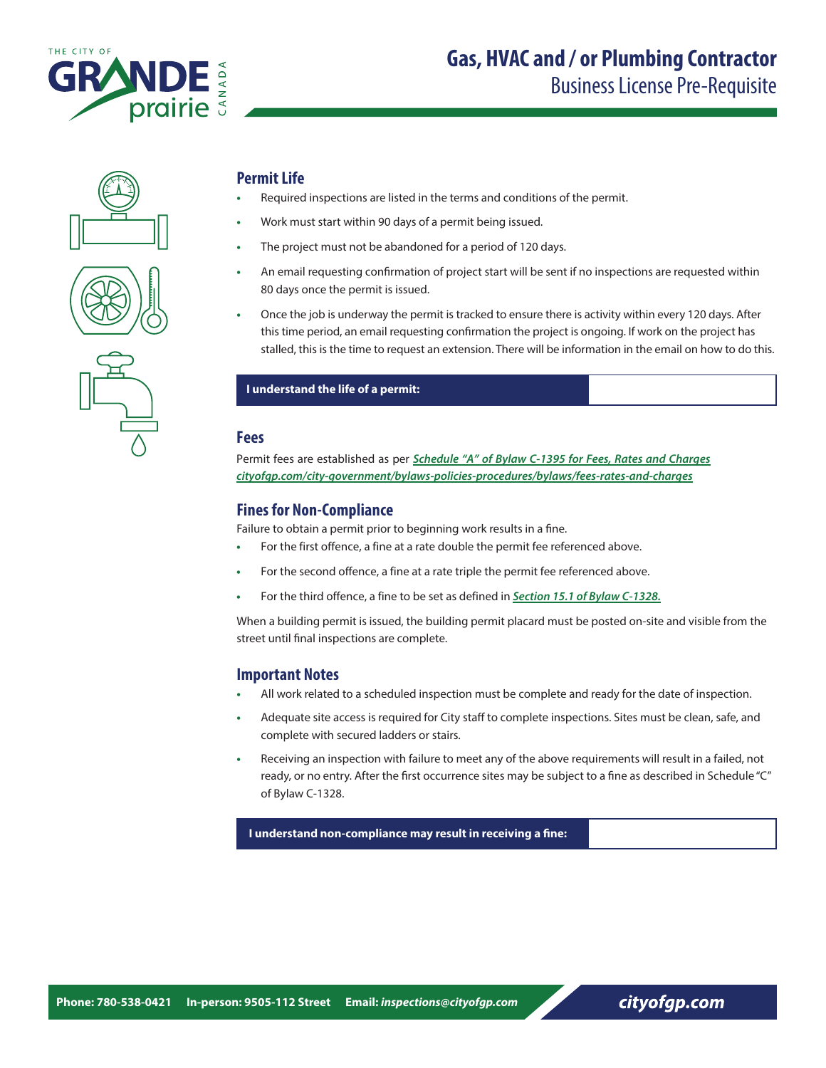# Gas, HVAC and / or Plumbing Contractor

## Business License Pre-Requisite

### Permit Life

- Required inspections are listed in the terms and conditions of the permit.
- Work must start within 90 days of a permit being issued.
- The project must not be abandoned for a period of 120 days.
- An email requesting confirmation of project start will be sent if no inspections are requested within 80 days once the permit is issued.
- Once the job is underway the permit is tracked to ensure there is activity within every 120 days. After this time period, an email requesting confirmation the project is ongoing. If work on the project has stalled, this is the time to request an extension. There will be information in the email on how to do this.

| **I understand the life of a permit:** | |
|---|---|

### Fees

Permit fees are established as per ***Schedule "A" of Bylaw C-1395 for Fees, Rates and Charges*** ***cityofgp.com/city-government/bylaws-policies-procedures/bylaws/fees-rates-and-charges***

### Fines for Non-Compliance

Failure to obtain a permit prior to beginning work results in a fine.

- For the first offence, a fine at a rate double the permit fee referenced above.
- For the second offence, a fine at a rate triple the permit fee referenced above.
- For the third offence, a fine to be set as defined in ***Section 15.1 of Bylaw C-1328.***

When a building permit is issued, the building permit placard must be posted on-site and visible from the street until final inspections are complete.

### Important Notes

- All work related to a scheduled inspection must be complete and ready for the date of inspection.
- Adequate site access is required for City staff to complete inspections. Sites must be clean, safe, and complete with secured ladders or stairs.
- Receiving an inspection with failure to meet any of the above requirements will result in a failed, not ready, or no entry. After the first occurrence sites may be subject to a fine as described in Schedule "C" of Bylaw C-1328.

| **I understand non-compliance may result in receiving a fine:** | |
|---|---|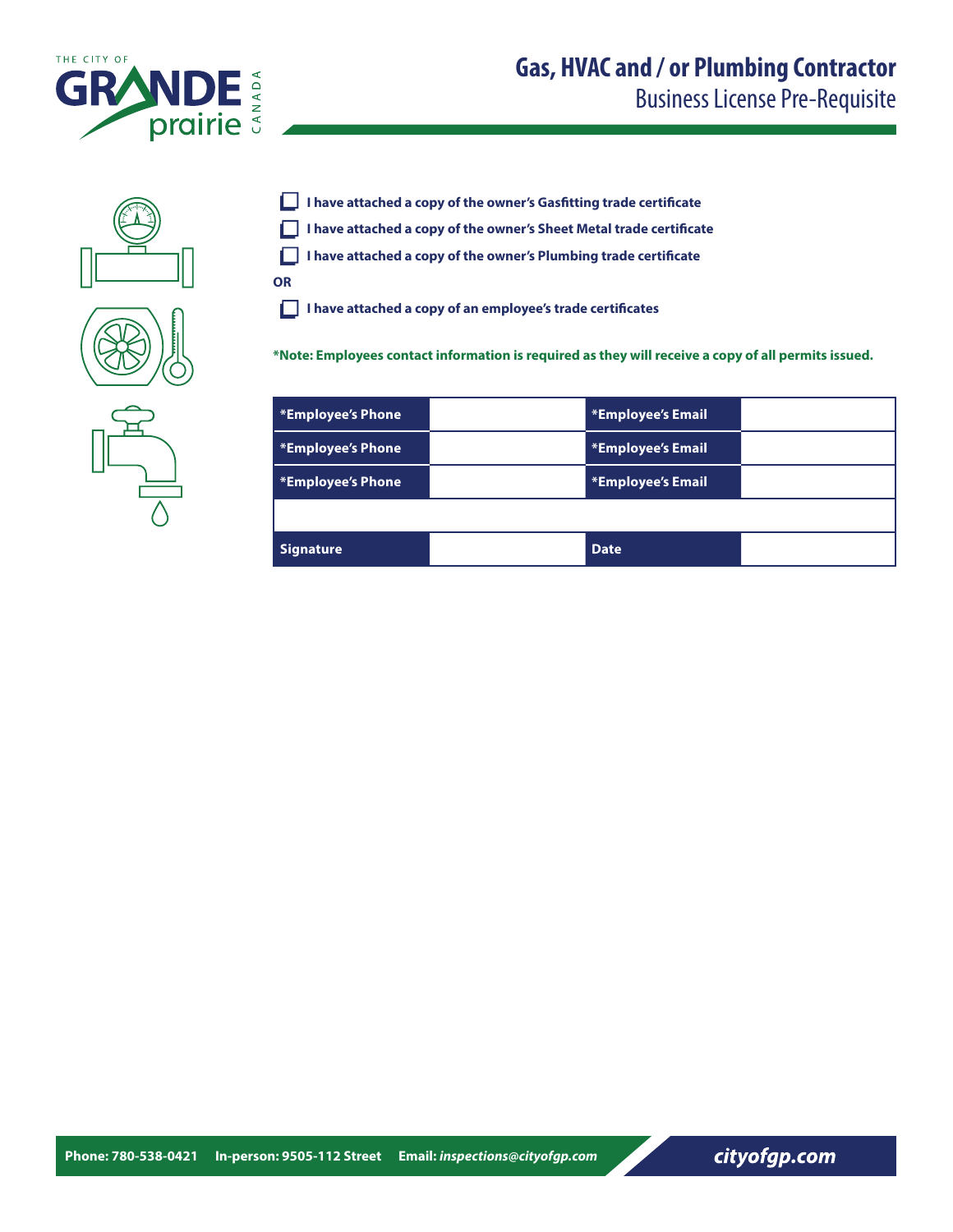# Gas, HVAC and / or Plumbing Contractor

## Business License Pre-Requisite

- ☐ **I have attached a copy of the owner's Gasfitting trade certificate**
- ☐ **I have attached a copy of the owner's Sheet Metal trade certificate**
- ☐ **I have attached a copy of the owner's Plumbing trade certificate**

**OR**

- ☐ **I have attached a copy of an employee's trade certificates**

**\*Note: Employees contact information is required as they will receive a copy of all permits issued.**

| | | | |
|---|---|---|---|
| **\*Employee's Phone** | | **\*Employee's Email** | |
| **\*Employee's Phone** | | **\*Employee's Email** | |
| **\*Employee's Phone** | | **\*Employee's Email** | |
| | | | |
| **Signature** | | **Date** | |

**Phone: 780-538-0421** **In-person: 9505-112 Street** **Email:** ***inspections@cityofgp.com*** ***cityofgp.com***